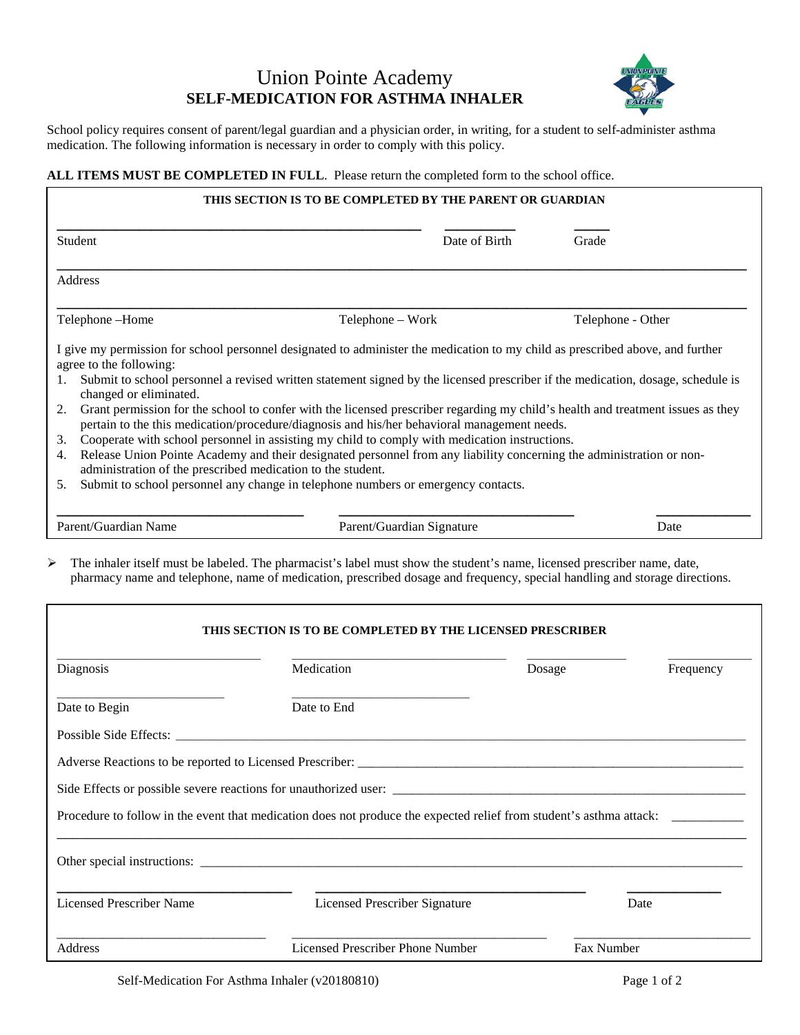# Union Pointe Academy
## SELF-MEDICATION FOR ASTHMA INHALER

School policy requires consent of parent/legal guardian and a physician order, in writing, for a student to self-administer asthma medication. The following information is necessary in order to comply with this policy.

**ALL ITEMS MUST BE COMPLETED IN FULL**. Please return the completed form to the school office.

**THIS SECTION IS TO BE COMPLETED BY THE PARENT OR GUARDIAN**

Student ______________________ Date of Birth __________ Grade _____

Address ______________________

Telephone –Home ______________ Telephone – Work ______________ Telephone - Other ______________

I give my permission for school personnel designated to administer the medication to my child as prescribed above, and further agree to the following:

1. Submit to school personnel a revised written statement signed by the licensed prescriber if the medication, dosage, schedule is changed or eliminated.
2. Grant permission for the school to confer with the licensed prescriber regarding my child's health and treatment issues as they pertain to the this medication/procedure/diagnosis and his/her behavioral management needs.
3. Cooperate with school personnel in assisting my child to comply with medication instructions.
4. Release Union Pointe Academy and their designated personnel from any liability concerning the administration or non-administration of the prescribed medication to the student.
5. Submit to school personnel any change in telephone numbers or emergency contacts.

Parent/Guardian Name ______________ Parent/Guardian Signature ______________ Date __________

- The inhaler itself must be labeled. The pharmacist's label must show the student's name, licensed prescriber name, date, pharmacy name and telephone, name of medication, prescribed dosage and frequency, special handling and storage directions.

**THIS SECTION IS TO BE COMPLETED BY THE LICENSED PRESCRIBER**

Diagnosis ______________ Medication ______________ Dosage __________ Frequency __________

Date to Begin ______________ Date to End ______________

Possible Side Effects: ______________________________

Adverse Reactions to be reported to Licensed Prescriber: ______________________________

Side Effects or possible severe reactions for unauthorized user: ______________________________

Procedure to follow in the event that medication does not produce the expected relief from student's asthma attack: ______________________________

Other special instructions: ______________________________

Licensed Prescriber Name ______________ Licensed Prescriber Signature ______________ Date __________

Address ______________ Licensed Prescriber Phone Number ______________ Fax Number ______________

Self-Medication For Asthma Inhaler (v20180810)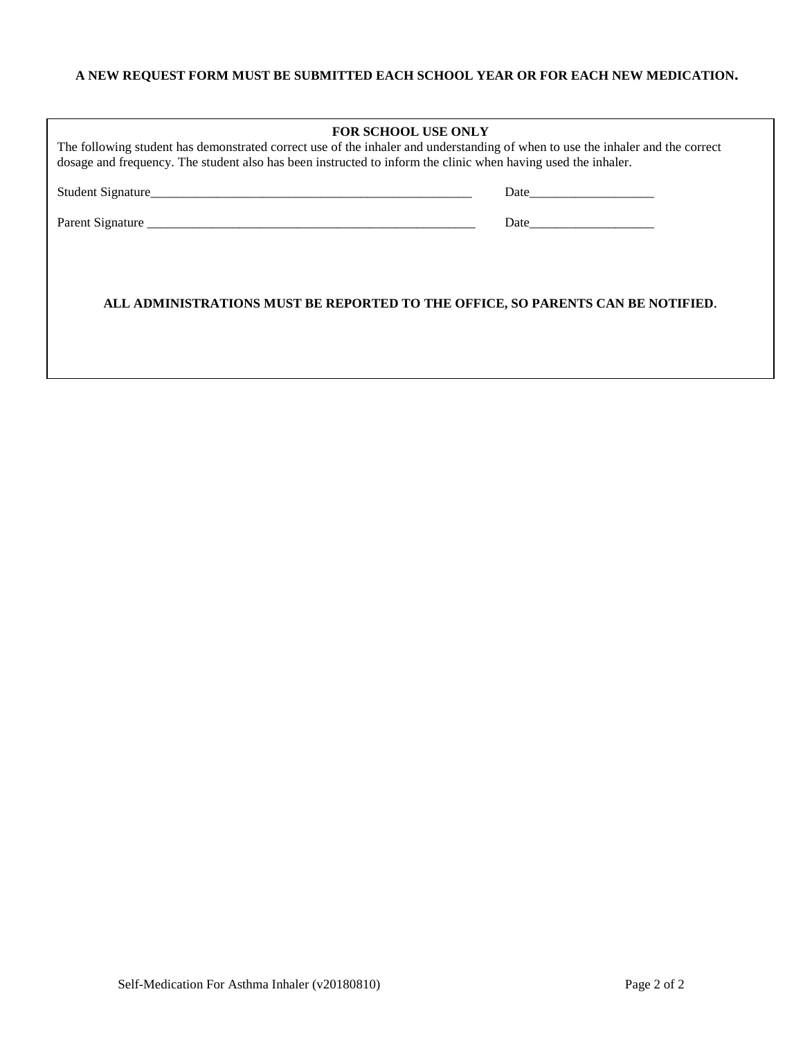**A NEW REQUEST FORM MUST BE SUBMITTED EACH SCHOOL YEAR OR FOR EACH NEW MEDICATION.**

**FOR SCHOOL USE ONLY**

The following student has demonstrated correct use of the inhaler and understanding of when to use the inhaler and the correct dosage and frequency. The student also has been instructed to inform the clinic when having used the inhaler.

Student Signature_____________________________________________________ Date___________________

Parent Signature _____________________________________________________ Date___________________

**ALL ADMINISTRATIONS MUST BE REPORTED TO THE OFFICE, SO PARENTS CAN BE NOTIFIED.**